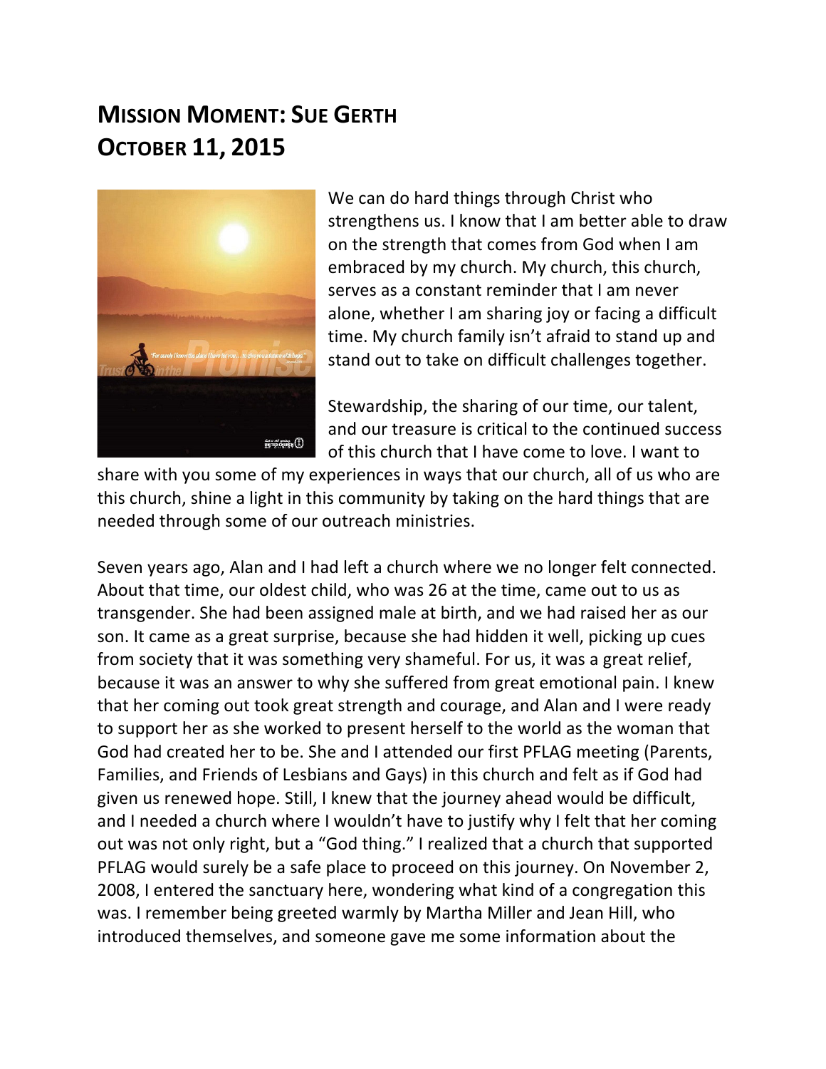# Mission Moment: Sue Gerth
# October 11, 2015

We can do hard things through Christ who strengthens us. I know that I am better able to draw on the strength that comes from God when I am embraced by my church. My church, this church, serves as a constant reminder that I am never alone, whether I am sharing joy or facing a difficult time. My church family isn't afraid to stand up and stand out to take on difficult challenges together.

Stewardship, the sharing of our time, our talent, and our treasure is critical to the continued success of this church that I have come to love. I want to share with you some of my experiences in ways that our church, all of us who are this church, shine a light in this community by taking on the hard things that are needed through some of our outreach ministries.

Seven years ago, Alan and I had left a church where we no longer felt connected. About that time, our oldest child, who was 26 at the time, came out to us as transgender. She had been assigned male at birth, and we had raised her as our son. It came as a great surprise, because she had hidden it well, picking up cues from society that it was something very shameful. For us, it was a great relief, because it was an answer to why she suffered from great emotional pain. I knew that her coming out took great strength and courage, and Alan and I were ready to support her as she worked to present herself to the world as the woman that God had created her to be. She and I attended our first PFLAG meeting (Parents, Families, and Friends of Lesbians and Gays) in this church and felt as if God had given us renewed hope. Still, I knew that the journey ahead would be difficult, and I needed a church where I wouldn't have to justify why I felt that her coming out was not only right, but a "God thing." I realized that a church that supported PFLAG would surely be a safe place to proceed on this journey. On November 2, 2008, I entered the sanctuary here, wondering what kind of a congregation this was. I remember being greeted warmly by Martha Miller and Jean Hill, who introduced themselves, and someone gave me some information about the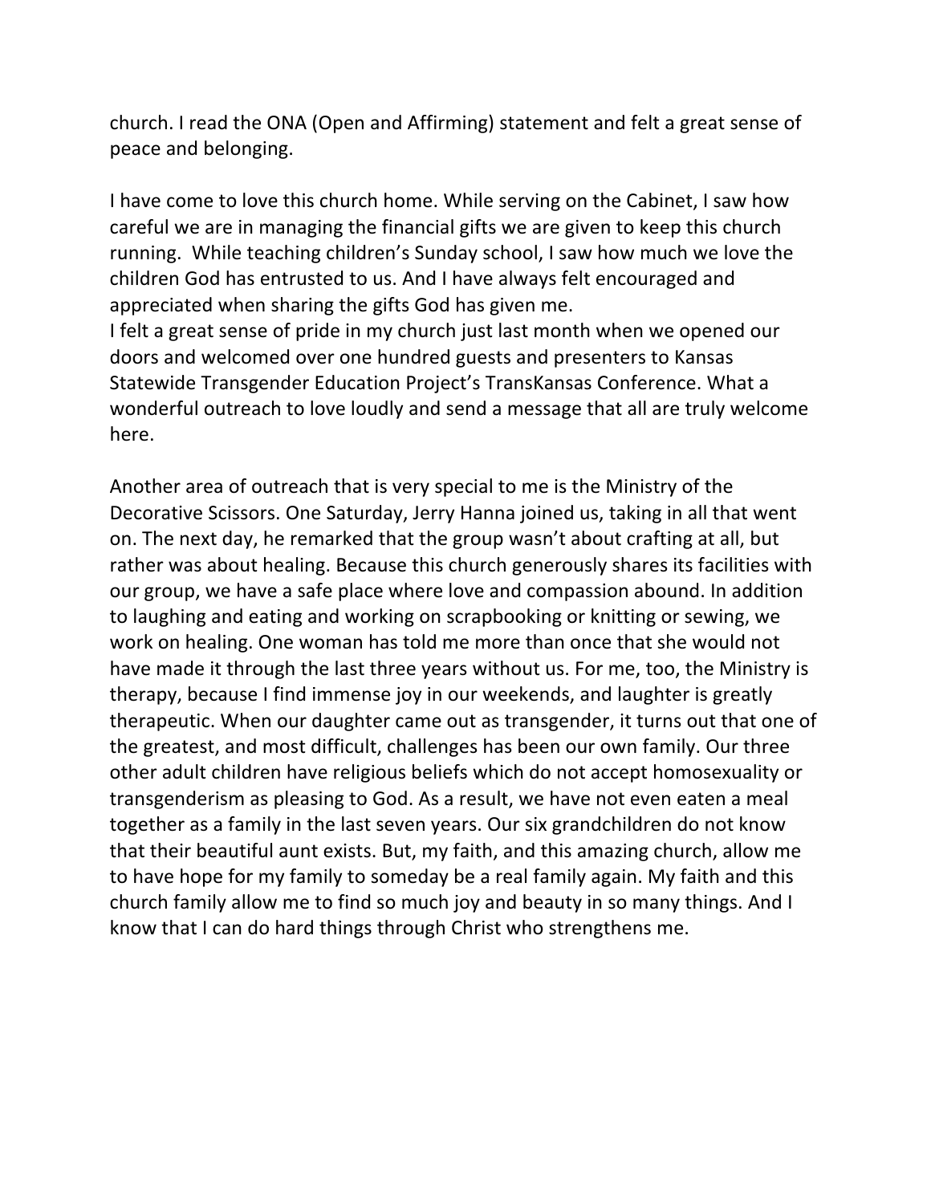church. I read the ONA (Open and Affirming) statement and felt a great sense of peace and belonging.

I have come to love this church home. While serving on the Cabinet, I saw how careful we are in managing the financial gifts we are given to keep this church running. While teaching children's Sunday school, I saw how much we love the children God has entrusted to us. And I have always felt encouraged and appreciated when sharing the gifts God has given me.
I felt a great sense of pride in my church just last month when we opened our doors and welcomed over one hundred guests and presenters to Kansas Statewide Transgender Education Project's TransKansas Conference. What a wonderful outreach to love loudly and send a message that all are truly welcome here.

Another area of outreach that is very special to me is the Ministry of the Decorative Scissors. One Saturday, Jerry Hanna joined us, taking in all that went on. The next day, he remarked that the group wasn't about crafting at all, but rather was about healing. Because this church generously shares its facilities with our group, we have a safe place where love and compassion abound. In addition to laughing and eating and working on scrapbooking or knitting or sewing, we work on healing. One woman has told me more than once that she would not have made it through the last three years without us. For me, too, the Ministry is therapy, because I find immense joy in our weekends, and laughter is greatly therapeutic. When our daughter came out as transgender, it turns out that one of the greatest, and most difficult, challenges has been our own family. Our three other adult children have religious beliefs which do not accept homosexuality or transgenderism as pleasing to God. As a result, we have not even eaten a meal together as a family in the last seven years. Our six grandchildren do not know that their beautiful aunt exists. But, my faith, and this amazing church, allow me to have hope for my family to someday be a real family again. My faith and this church family allow me to find so much joy and beauty in so many things. And I know that I can do hard things through Christ who strengthens me.